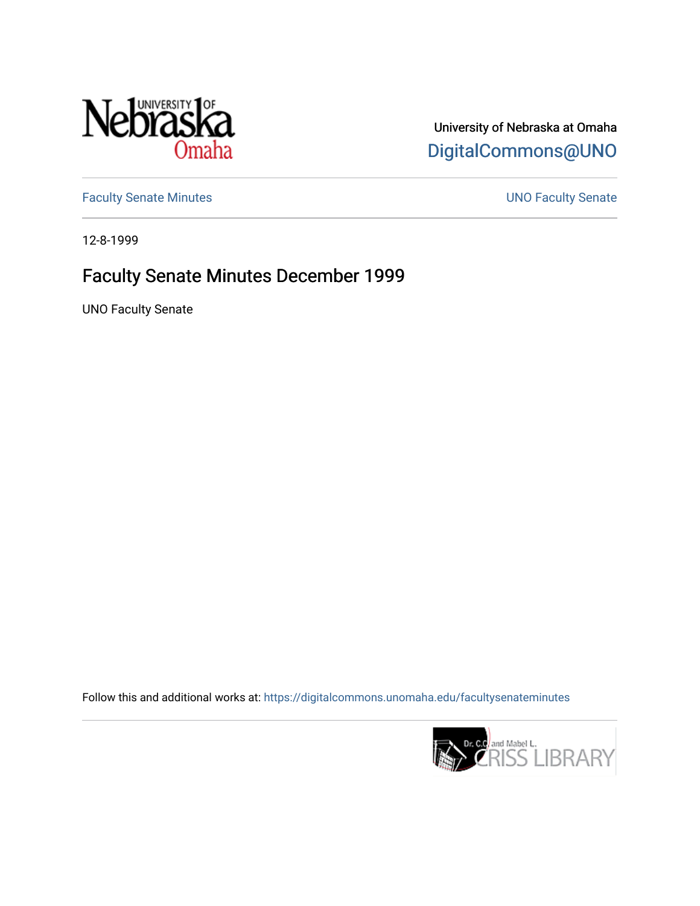University of Nebraska at Omaha

DigitalCommons@UNO

Faculty Senate Minutes

UNO Faculty Senate

12-8-1999

# Faculty Senate Minutes December 1999

UNO Faculty Senate

Follow this and additional works at: https://digitalcommons.unomaha.edu/facultysenateminutes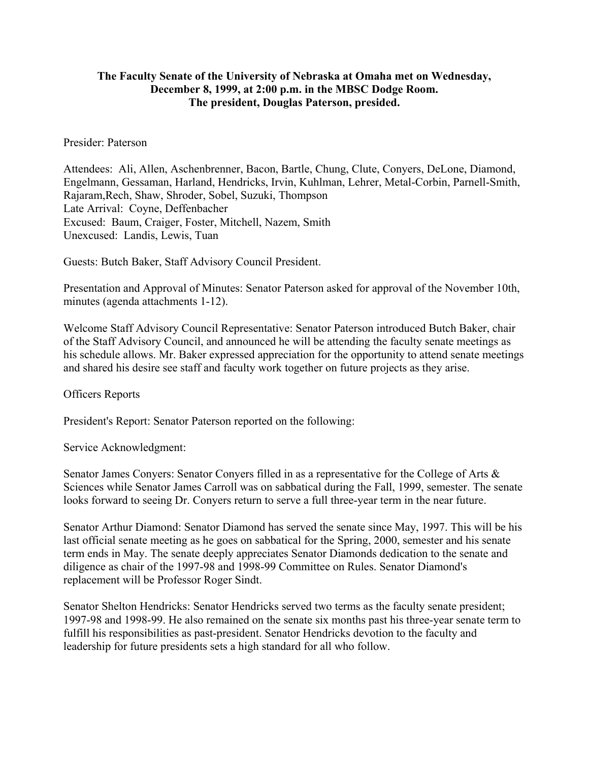**The Faculty Senate of the University of Nebraska at Omaha met on Wednesday, December 8, 1999, at 2:00 p.m. in the MBSC Dodge Room. The president, Douglas Paterson, presided.**

Presider: Paterson

Attendees: Ali, Allen, Aschenbrenner, Bacon, Bartle, Chung, Clute, Conyers, DeLone, Diamond, Engelmann, Gessaman, Harland, Hendricks, Irvin, Kuhlman, Lehrer, Metal-Corbin, Parnell-Smith, Rajaram,Rech, Shaw, Shroder, Sobel, Suzuki, Thompson
Late Arrival: Coyne, Deffenbacher
Excused: Baum, Craiger, Foster, Mitchell, Nazem, Smith
Unexcused: Landis, Lewis, Tuan

Guests: Butch Baker, Staff Advisory Council President.

Presentation and Approval of Minutes: Senator Paterson asked for approval of the November 10th, minutes (agenda attachments 1-12).

Welcome Staff Advisory Council Representative: Senator Paterson introduced Butch Baker, chair of the Staff Advisory Council, and announced he will be attending the faculty senate meetings as his schedule allows. Mr. Baker expressed appreciation for the opportunity to attend senate meetings and shared his desire see staff and faculty work together on future projects as they arise.

Officers Reports

President's Report: Senator Paterson reported on the following:

Service Acknowledgment:

Senator James Conyers: Senator Conyers filled in as a representative for the College of Arts & Sciences while Senator James Carroll was on sabbatical during the Fall, 1999, semester. The senate looks forward to seeing Dr. Conyers return to serve a full three-year term in the near future.

Senator Arthur Diamond: Senator Diamond has served the senate since May, 1997. This will be his last official senate meeting as he goes on sabbatical for the Spring, 2000, semester and his senate term ends in May. The senate deeply appreciates Senator Diamonds dedication to the senate and diligence as chair of the 1997-98 and 1998-99 Committee on Rules. Senator Diamond's replacement will be Professor Roger Sindt.

Senator Shelton Hendricks: Senator Hendricks served two terms as the faculty senate president; 1997-98 and 1998-99. He also remained on the senate six months past his three-year senate term to fulfill his responsibilities as past-president. Senator Hendricks devotion to the faculty and leadership for future presidents sets a high standard for all who follow.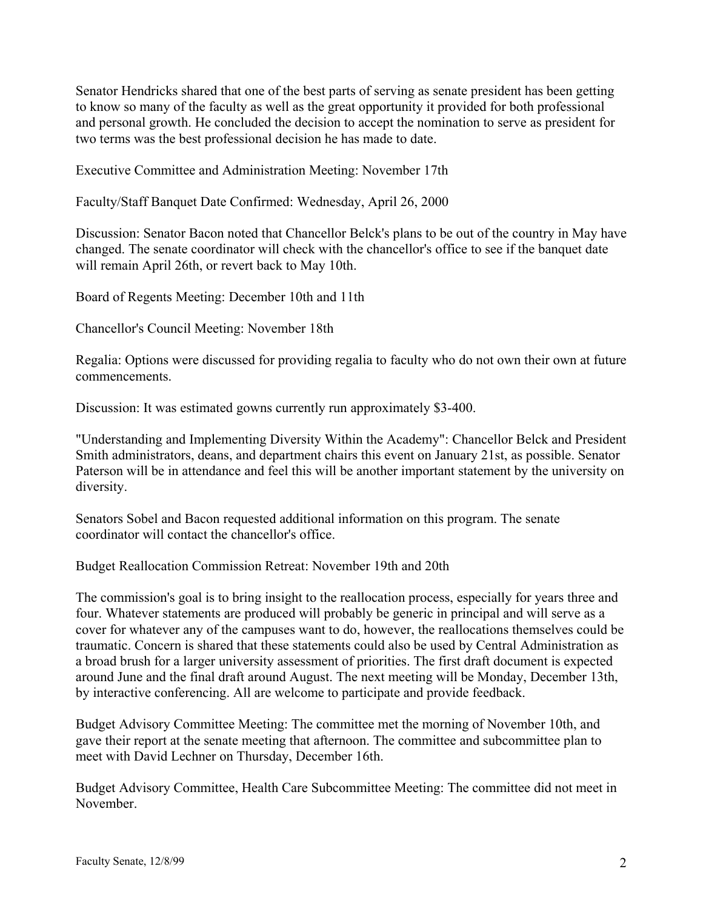Senator Hendricks shared that one of the best parts of serving as senate president has been getting to know so many of the faculty as well as the great opportunity it provided for both professional and personal growth. He concluded the decision to accept the nomination to serve as president for two terms was the best professional decision he has made to date.

Executive Committee and Administration Meeting: November 17th

Faculty/Staff Banquet Date Confirmed: Wednesday, April 26, 2000

Discussion: Senator Bacon noted that Chancellor Belck's plans to be out of the country in May have changed. The senate coordinator will check with the chancellor's office to see if the banquet date will remain April 26th, or revert back to May 10th.

Board of Regents Meeting: December 10th and 11th

Chancellor's Council Meeting: November 18th

Regalia: Options were discussed for providing regalia to faculty who do not own their own at future commencements.

Discussion: It was estimated gowns currently run approximately $3-400.

"Understanding and Implementing Diversity Within the Academy": Chancellor Belck and President Smith administrators, deans, and department chairs this event on January 21st, as possible. Senator Paterson will be in attendance and feel this will be another important statement by the university on diversity.

Senators Sobel and Bacon requested additional information on this program. The senate coordinator will contact the chancellor's office.

Budget Reallocation Commission Retreat: November 19th and 20th

The commission's goal is to bring insight to the reallocation process, especially for years three and four. Whatever statements are produced will probably be generic in principal and will serve as a cover for whatever any of the campuses want to do, however, the reallocations themselves could be traumatic. Concern is shared that these statements could also be used by Central Administration as a broad brush for a larger university assessment of priorities. The first draft document is expected around June and the final draft around August. The next meeting will be Monday, December 13th, by interactive conferencing. All are welcome to participate and provide feedback.

Budget Advisory Committee Meeting: The committee met the morning of November 10th, and gave their report at the senate meeting that afternoon. The committee and subcommittee plan to meet with David Lechner on Thursday, December 16th.

Budget Advisory Committee, Health Care Subcommittee Meeting: The committee did not meet in November.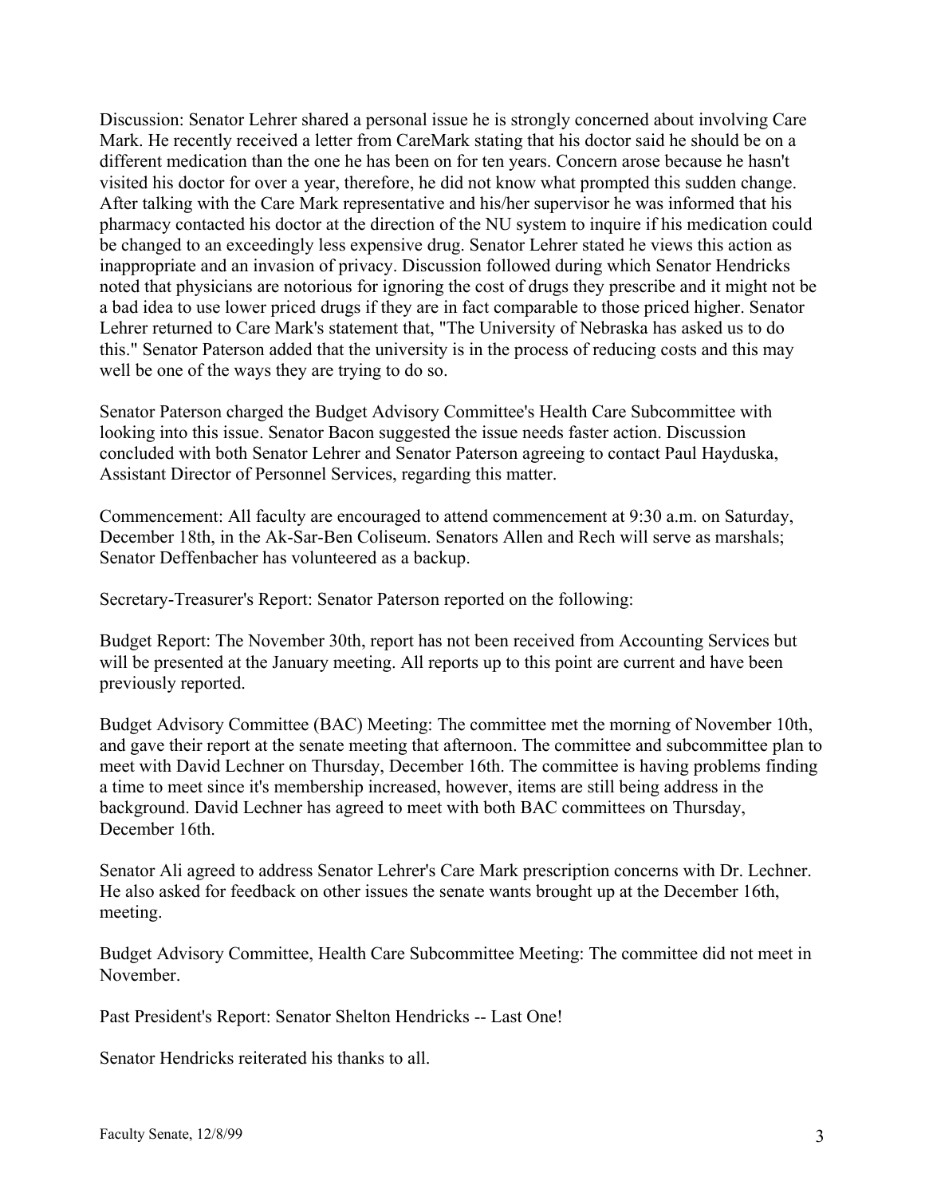Discussion: Senator Lehrer shared a personal issue he is strongly concerned about involving Care Mark. He recently received a letter from CareMark stating that his doctor said he should be on a different medication than the one he has been on for ten years. Concern arose because he hasn't visited his doctor for over a year, therefore, he did not know what prompted this sudden change. After talking with the Care Mark representative and his/her supervisor he was informed that his pharmacy contacted his doctor at the direction of the NU system to inquire if his medication could be changed to an exceedingly less expensive drug. Senator Lehrer stated he views this action as inappropriate and an invasion of privacy. Discussion followed during which Senator Hendricks noted that physicians are notorious for ignoring the cost of drugs they prescribe and it might not be a bad idea to use lower priced drugs if they are in fact comparable to those priced higher. Senator Lehrer returned to Care Mark's statement that, "The University of Nebraska has asked us to do this." Senator Paterson added that the university is in the process of reducing costs and this may well be one of the ways they are trying to do so.

Senator Paterson charged the Budget Advisory Committee's Health Care Subcommittee with looking into this issue. Senator Bacon suggested the issue needs faster action. Discussion concluded with both Senator Lehrer and Senator Paterson agreeing to contact Paul Hayduska, Assistant Director of Personnel Services, regarding this matter.

Commencement: All faculty are encouraged to attend commencement at 9:30 a.m. on Saturday, December 18th, in the Ak-Sar-Ben Coliseum. Senators Allen and Rech will serve as marshals; Senator Deffenbacher has volunteered as a backup.

Secretary-Treasurer's Report: Senator Paterson reported on the following:

Budget Report: The November 30th, report has not been received from Accounting Services but will be presented at the January meeting. All reports up to this point are current and have been previously reported.

Budget Advisory Committee (BAC) Meeting: The committee met the morning of November 10th, and gave their report at the senate meeting that afternoon. The committee and subcommittee plan to meet with David Lechner on Thursday, December 16th. The committee is having problems finding a time to meet since it's membership increased, however, items are still being address in the background. David Lechner has agreed to meet with both BAC committees on Thursday, December 16th.

Senator Ali agreed to address Senator Lehrer's Care Mark prescription concerns with Dr. Lechner. He also asked for feedback on other issues the senate wants brought up at the December 16th, meeting.

Budget Advisory Committee, Health Care Subcommittee Meeting: The committee did not meet in November.

Past President's Report: Senator Shelton Hendricks -- Last One!

Senator Hendricks reiterated his thanks to all.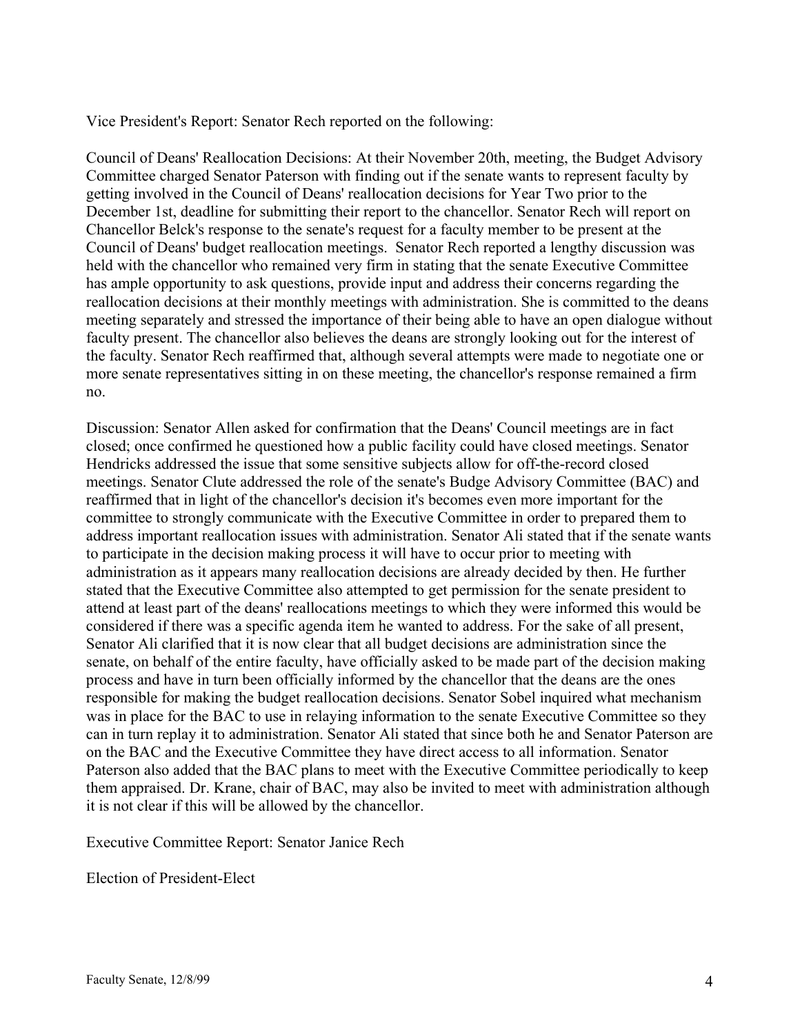Vice President's Report: Senator Rech reported on the following:

Council of Deans' Reallocation Decisions: At their November 20th, meeting, the Budget Advisory Committee charged Senator Paterson with finding out if the senate wants to represent faculty by getting involved in the Council of Deans' reallocation decisions for Year Two prior to the December 1st, deadline for submitting their report to the chancellor. Senator Rech will report on Chancellor Belck's response to the senate's request for a faculty member to be present at the Council of Deans' budget reallocation meetings. Senator Rech reported a lengthy discussion was held with the chancellor who remained very firm in stating that the senate Executive Committee has ample opportunity to ask questions, provide input and address their concerns regarding the reallocation decisions at their monthly meetings with administration. She is committed to the deans meeting separately and stressed the importance of their being able to have an open dialogue without faculty present. The chancellor also believes the deans are strongly looking out for the interest of the faculty. Senator Rech reaffirmed that, although several attempts were made to negotiate one or more senate representatives sitting in on these meeting, the chancellor's response remained a firm no.

Discussion: Senator Allen asked for confirmation that the Deans' Council meetings are in fact closed; once confirmed he questioned how a public facility could have closed meetings. Senator Hendricks addressed the issue that some sensitive subjects allow for off-the-record closed meetings. Senator Clute addressed the role of the senate's Budge Advisory Committee (BAC) and reaffirmed that in light of the chancellor's decision it's becomes even more important for the committee to strongly communicate with the Executive Committee in order to prepared them to address important reallocation issues with administration. Senator Ali stated that if the senate wants to participate in the decision making process it will have to occur prior to meeting with administration as it appears many reallocation decisions are already decided by then. He further stated that the Executive Committee also attempted to get permission for the senate president to attend at least part of the deans' reallocations meetings to which they were informed this would be considered if there was a specific agenda item he wanted to address. For the sake of all present, Senator Ali clarified that it is now clear that all budget decisions are administration since the senate, on behalf of the entire faculty, have officially asked to be made part of the decision making process and have in turn been officially informed by the chancellor that the deans are the ones responsible for making the budget reallocation decisions. Senator Sobel inquired what mechanism was in place for the BAC to use in relaying information to the senate Executive Committee so they can in turn replay it to administration. Senator Ali stated that since both he and Senator Paterson are on the BAC and the Executive Committee they have direct access to all information. Senator Paterson also added that the BAC plans to meet with the Executive Committee periodically to keep them appraised. Dr. Krane, chair of BAC, may also be invited to meet with administration although it is not clear if this will be allowed by the chancellor.

Executive Committee Report: Senator Janice Rech

Election of President-Elect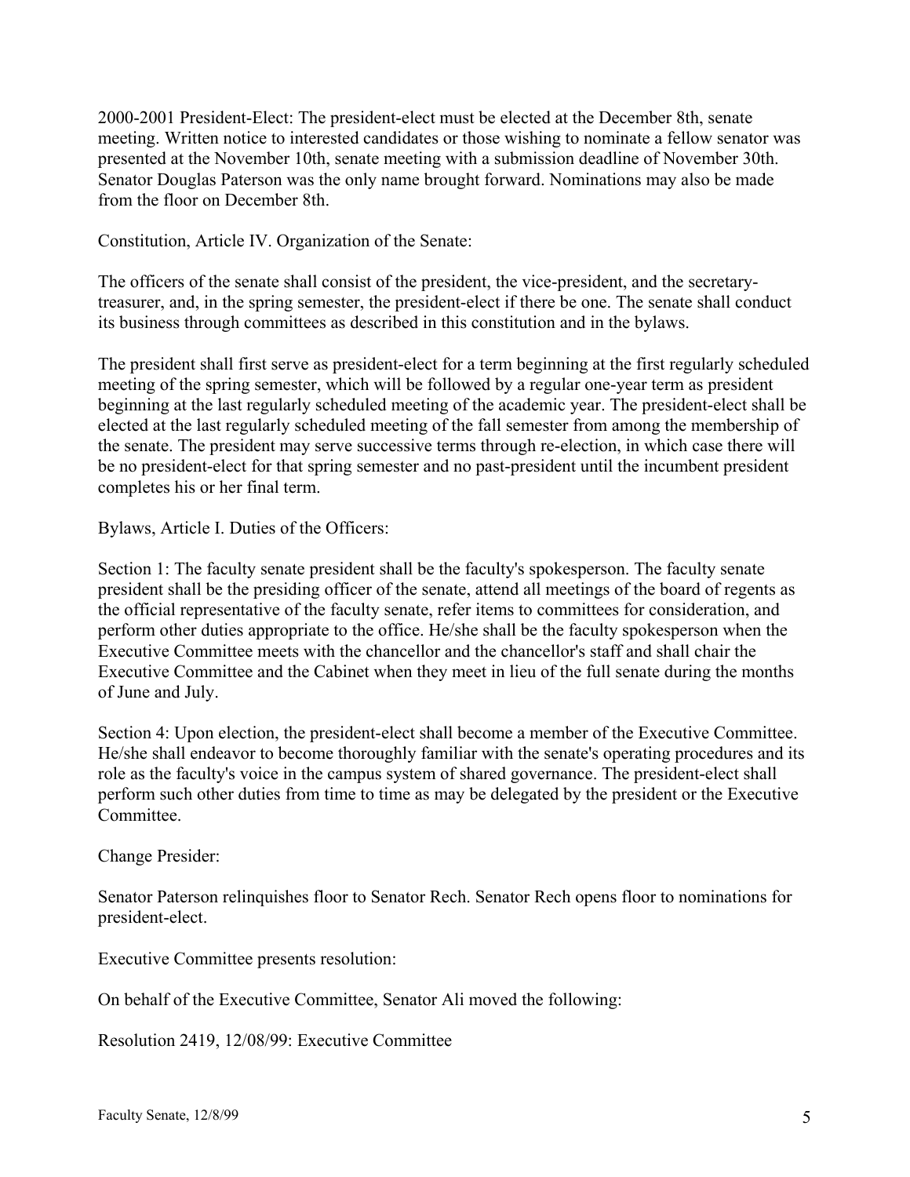2000-2001 President-Elect: The president-elect must be elected at the December 8th, senate meeting. Written notice to interested candidates or those wishing to nominate a fellow senator was presented at the November 10th, senate meeting with a submission deadline of November 30th. Senator Douglas Paterson was the only name brought forward. Nominations may also be made from the floor on December 8th.

Constitution, Article IV. Organization of the Senate:

The officers of the senate shall consist of the president, the vice-president, and the secretary-treasurer, and, in the spring semester, the president-elect if there be one. The senate shall conduct its business through committees as described in this constitution and in the bylaws.

The president shall first serve as president-elect for a term beginning at the first regularly scheduled meeting of the spring semester, which will be followed by a regular one-year term as president beginning at the last regularly scheduled meeting of the academic year. The president-elect shall be elected at the last regularly scheduled meeting of the fall semester from among the membership of the senate. The president may serve successive terms through re-election, in which case there will be no president-elect for that spring semester and no past-president until the incumbent president completes his or her final term.

Bylaws, Article I. Duties of the Officers:

Section 1: The faculty senate president shall be the faculty's spokesperson. The faculty senate president shall be the presiding officer of the senate, attend all meetings of the board of regents as the official representative of the faculty senate, refer items to committees for consideration, and perform other duties appropriate to the office. He/she shall be the faculty spokesperson when the Executive Committee meets with the chancellor and the chancellor's staff and shall chair the Executive Committee and the Cabinet when they meet in lieu of the full senate during the months of June and July.

Section 4: Upon election, the president-elect shall become a member of the Executive Committee. He/she shall endeavor to become thoroughly familiar with the senate's operating procedures and its role as the faculty's voice in the campus system of shared governance. The president-elect shall perform such other duties from time to time as may be delegated by the president or the Executive Committee.

Change Presider:

Senator Paterson relinquishes floor to Senator Rech. Senator Rech opens floor to nominations for president-elect.

Executive Committee presents resolution:

On behalf of the Executive Committee, Senator Ali moved the following:

Resolution 2419, 12/08/99: Executive Committee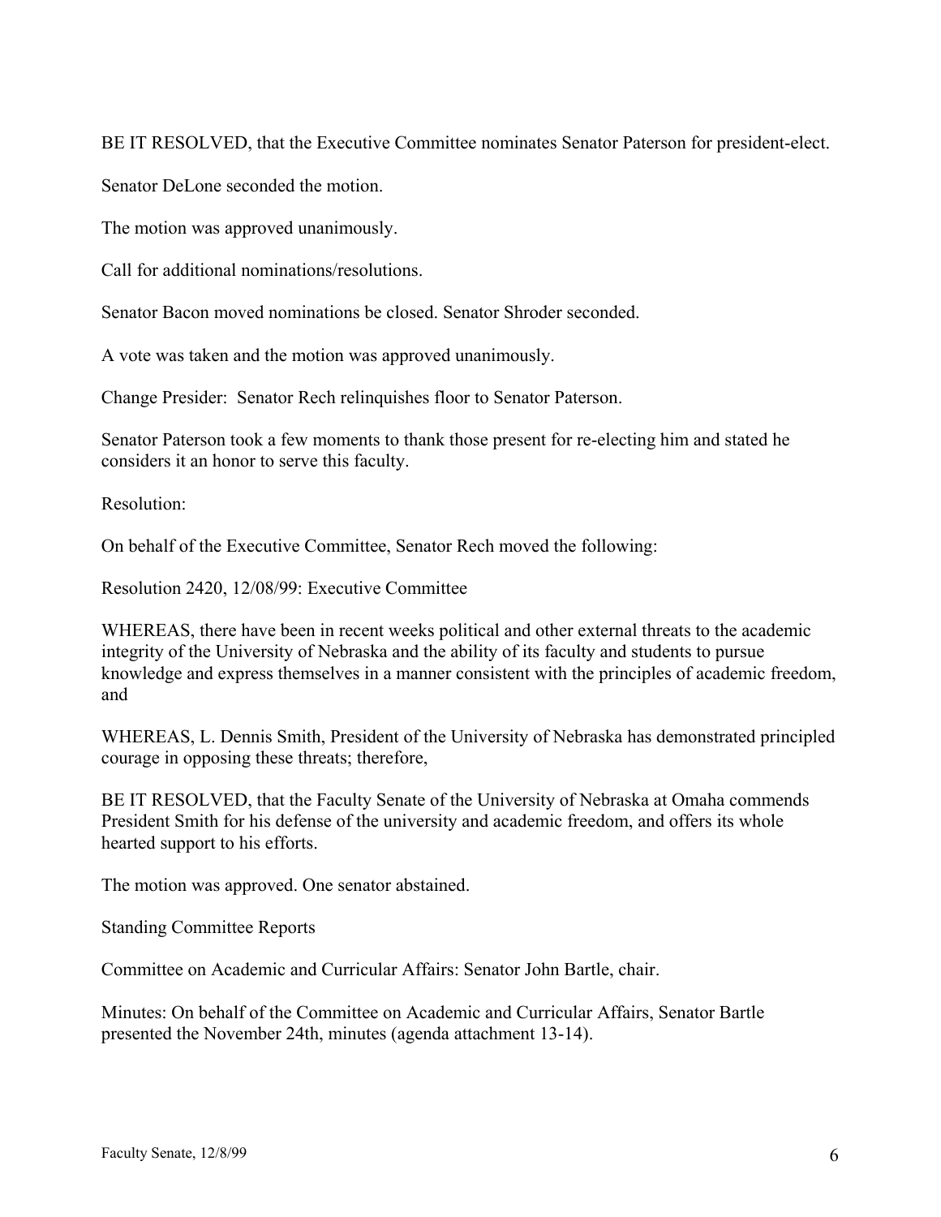BE IT RESOLVED, that the Executive Committee nominates Senator Paterson for president-elect.

Senator DeLone seconded the motion.

The motion was approved unanimously.

Call for additional nominations/resolutions.

Senator Bacon moved nominations be closed. Senator Shroder seconded.

A vote was taken and the motion was approved unanimously.

Change Presider: Senator Rech relinquishes floor to Senator Paterson.

Senator Paterson took a few moments to thank those present for re-electing him and stated he considers it an honor to serve this faculty.

Resolution:

On behalf of the Executive Committee, Senator Rech moved the following:

Resolution 2420, 12/08/99: Executive Committee

WHEREAS, there have been in recent weeks political and other external threats to the academic integrity of the University of Nebraska and the ability of its faculty and students to pursue knowledge and express themselves in a manner consistent with the principles of academic freedom, and

WHEREAS, L. Dennis Smith, President of the University of Nebraska has demonstrated principled courage in opposing these threats; therefore,

BE IT RESOLVED, that the Faculty Senate of the University of Nebraska at Omaha commends President Smith for his defense of the university and academic freedom, and offers its whole hearted support to his efforts.

The motion was approved. One senator abstained.

Standing Committee Reports

Committee on Academic and Curricular Affairs: Senator John Bartle, chair.

Minutes: On behalf of the Committee on Academic and Curricular Affairs, Senator Bartle presented the November 24th, minutes (agenda attachment 13-14).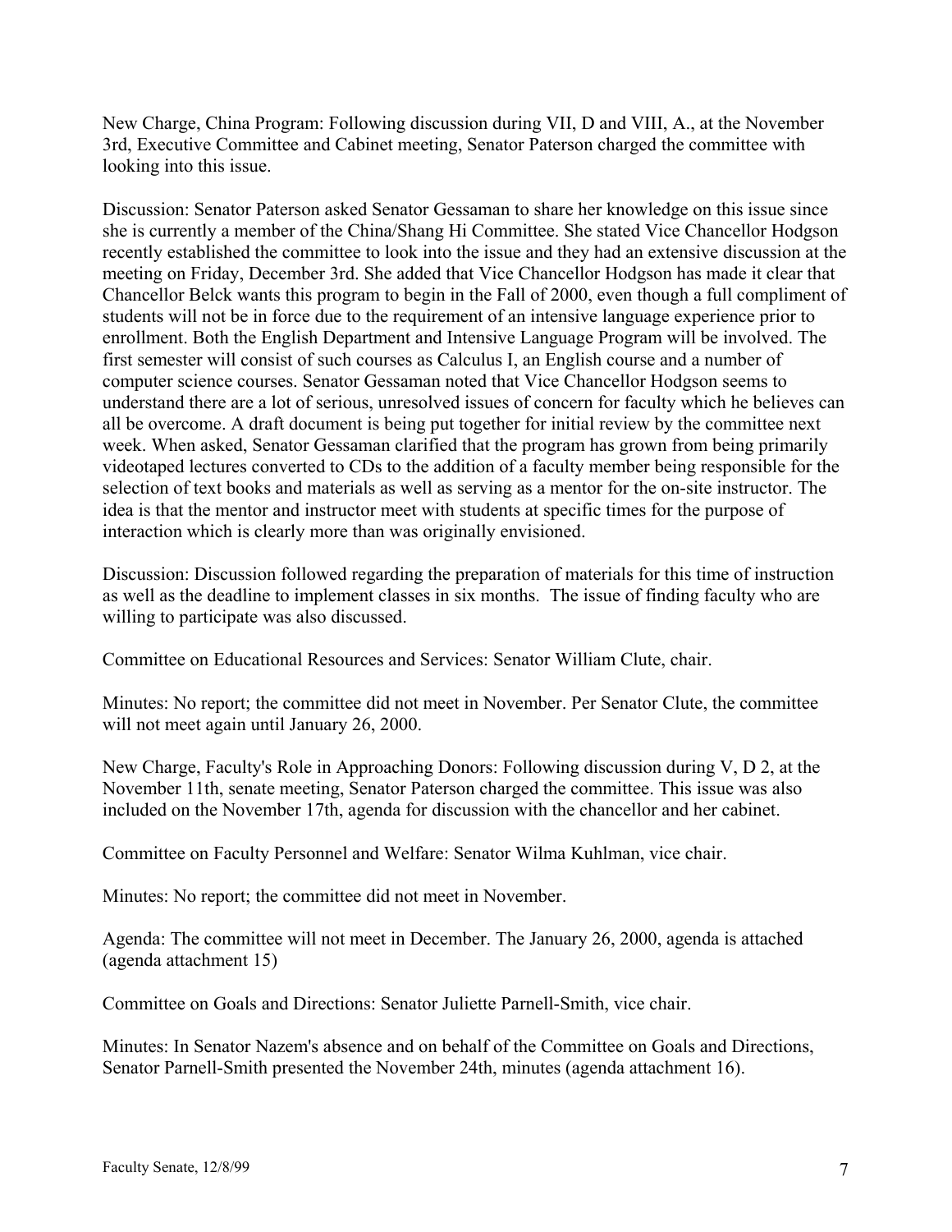New Charge, China Program: Following discussion during VII, D and VIII, A., at the November 3rd, Executive Committee and Cabinet meeting, Senator Paterson charged the committee with looking into this issue.

Discussion: Senator Paterson asked Senator Gessaman to share her knowledge on this issue since she is currently a member of the China/Shang Hi Committee. She stated Vice Chancellor Hodgson recently established the committee to look into the issue and they had an extensive discussion at the meeting on Friday, December 3rd. She added that Vice Chancellor Hodgson has made it clear that Chancellor Belck wants this program to begin in the Fall of 2000, even though a full compliment of students will not be in force due to the requirement of an intensive language experience prior to enrollment. Both the English Department and Intensive Language Program will be involved. The first semester will consist of such courses as Calculus I, an English course and a number of computer science courses. Senator Gessaman noted that Vice Chancellor Hodgson seems to understand there are a lot of serious, unresolved issues of concern for faculty which he believes can all be overcome. A draft document is being put together for initial review by the committee next week. When asked, Senator Gessaman clarified that the program has grown from being primarily videotaped lectures converted to CDs to the addition of a faculty member being responsible for the selection of text books and materials as well as serving as a mentor for the on-site instructor. The idea is that the mentor and instructor meet with students at specific times for the purpose of interaction which is clearly more than was originally envisioned.

Discussion: Discussion followed regarding the preparation of materials for this time of instruction as well as the deadline to implement classes in six months. The issue of finding faculty who are willing to participate was also discussed.

Committee on Educational Resources and Services: Senator William Clute, chair.

Minutes: No report; the committee did not meet in November. Per Senator Clute, the committee will not meet again until January 26, 2000.

New Charge, Faculty's Role in Approaching Donors: Following discussion during V, D 2, at the November 11th, senate meeting, Senator Paterson charged the committee. This issue was also included on the November 17th, agenda for discussion with the chancellor and her cabinet.

Committee on Faculty Personnel and Welfare: Senator Wilma Kuhlman, vice chair.

Minutes: No report; the committee did not meet in November.

Agenda: The committee will not meet in December. The January 26, 2000, agenda is attached (agenda attachment 15)

Committee on Goals and Directions: Senator Juliette Parnell-Smith, vice chair.

Minutes: In Senator Nazem's absence and on behalf of the Committee on Goals and Directions, Senator Parnell-Smith presented the November 24th, minutes (agenda attachment 16).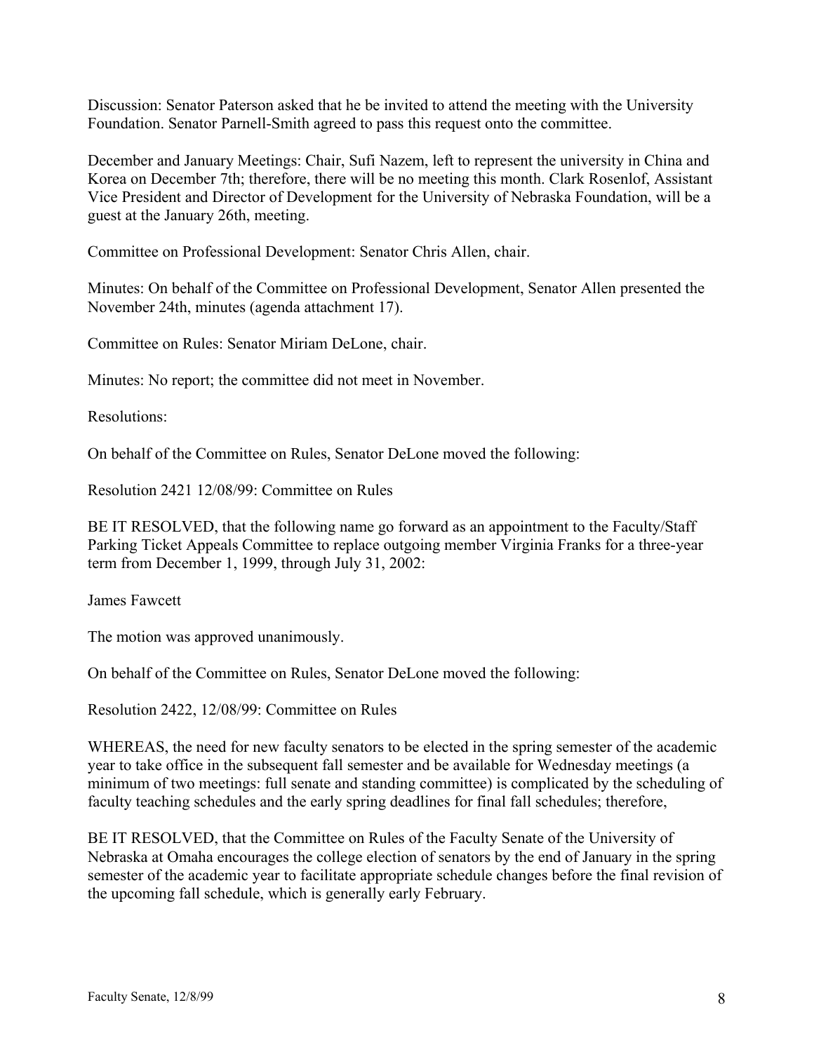Discussion: Senator Paterson asked that he be invited to attend the meeting with the University Foundation. Senator Parnell-Smith agreed to pass this request onto the committee.

December and January Meetings: Chair, Sufi Nazem, left to represent the university in China and Korea on December 7th; therefore, there will be no meeting this month. Clark Rosenlof, Assistant Vice President and Director of Development for the University of Nebraska Foundation, will be a guest at the January 26th, meeting.

Committee on Professional Development: Senator Chris Allen, chair.

Minutes: On behalf of the Committee on Professional Development, Senator Allen presented the November 24th, minutes (agenda attachment 17).

Committee on Rules: Senator Miriam DeLone, chair.

Minutes: No report; the committee did not meet in November.

Resolutions:

On behalf of the Committee on Rules, Senator DeLone moved the following:

Resolution 2421 12/08/99: Committee on Rules

BE IT RESOLVED, that the following name go forward as an appointment to the Faculty/Staff Parking Ticket Appeals Committee to replace outgoing member Virginia Franks for a three-year term from December 1, 1999, through July 31, 2002:

James Fawcett

The motion was approved unanimously.

On behalf of the Committee on Rules, Senator DeLone moved the following:

Resolution 2422, 12/08/99: Committee on Rules

WHEREAS, the need for new faculty senators to be elected in the spring semester of the academic year to take office in the subsequent fall semester and be available for Wednesday meetings (a minimum of two meetings: full senate and standing committee) is complicated by the scheduling of faculty teaching schedules and the early spring deadlines for final fall schedules; therefore,

BE IT RESOLVED, that the Committee on Rules of the Faculty Senate of the University of Nebraska at Omaha encourages the college election of senators by the end of January in the spring semester of the academic year to facilitate appropriate schedule changes before the final revision of the upcoming fall schedule, which is generally early February.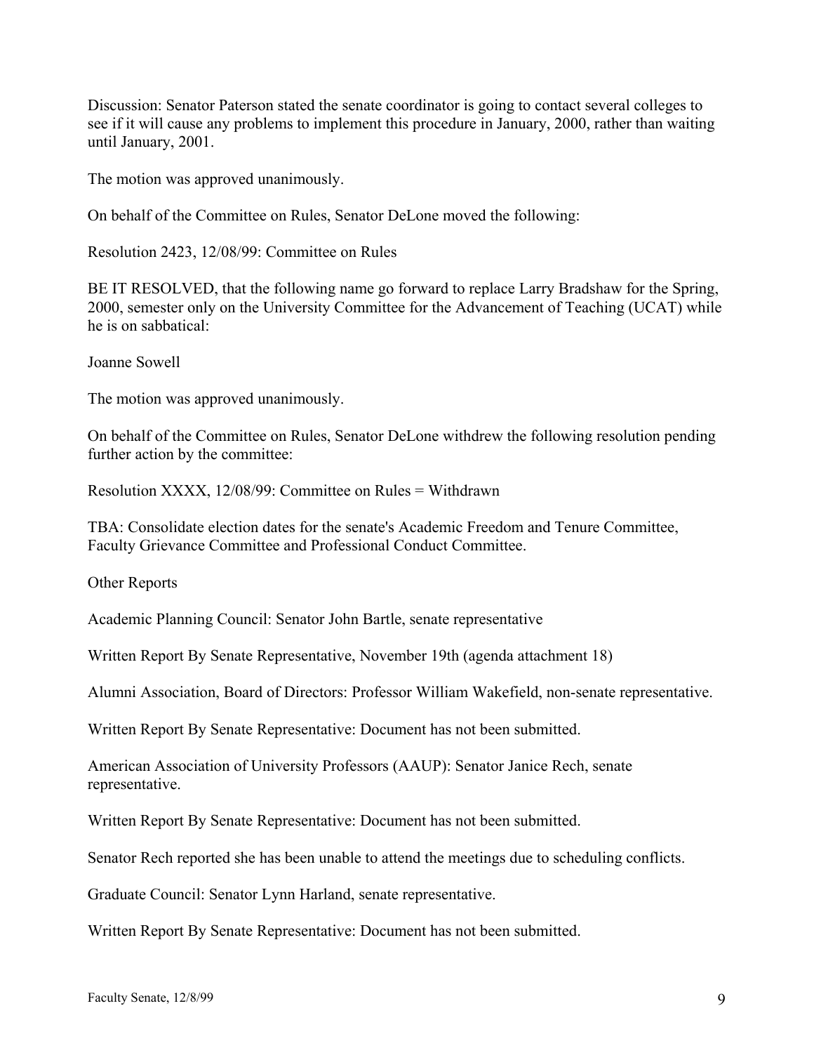Discussion: Senator Paterson stated the senate coordinator is going to contact several colleges to see if it will cause any problems to implement this procedure in January, 2000, rather than waiting until January, 2001.

The motion was approved unanimously.

On behalf of the Committee on Rules, Senator DeLone moved the following:

Resolution 2423, 12/08/99: Committee on Rules

BE IT RESOLVED, that the following name go forward to replace Larry Bradshaw for the Spring, 2000, semester only on the University Committee for the Advancement of Teaching (UCAT) while he is on sabbatical:

Joanne Sowell

The motion was approved unanimously.

On behalf of the Committee on Rules, Senator DeLone withdrew the following resolution pending further action by the committee:

Resolution XXXX, 12/08/99: Committee on Rules = Withdrawn

TBA: Consolidate election dates for the senate's Academic Freedom and Tenure Committee, Faculty Grievance Committee and Professional Conduct Committee.

Other Reports

Academic Planning Council: Senator John Bartle, senate representative

Written Report By Senate Representative, November 19th (agenda attachment 18)

Alumni Association, Board of Directors: Professor William Wakefield, non-senate representative.

Written Report By Senate Representative: Document has not been submitted.

American Association of University Professors (AAUP): Senator Janice Rech, senate representative.

Written Report By Senate Representative: Document has not been submitted.

Senator Rech reported she has been unable to attend the meetings due to scheduling conflicts.

Graduate Council: Senator Lynn Harland, senate representative.

Written Report By Senate Representative: Document has not been submitted.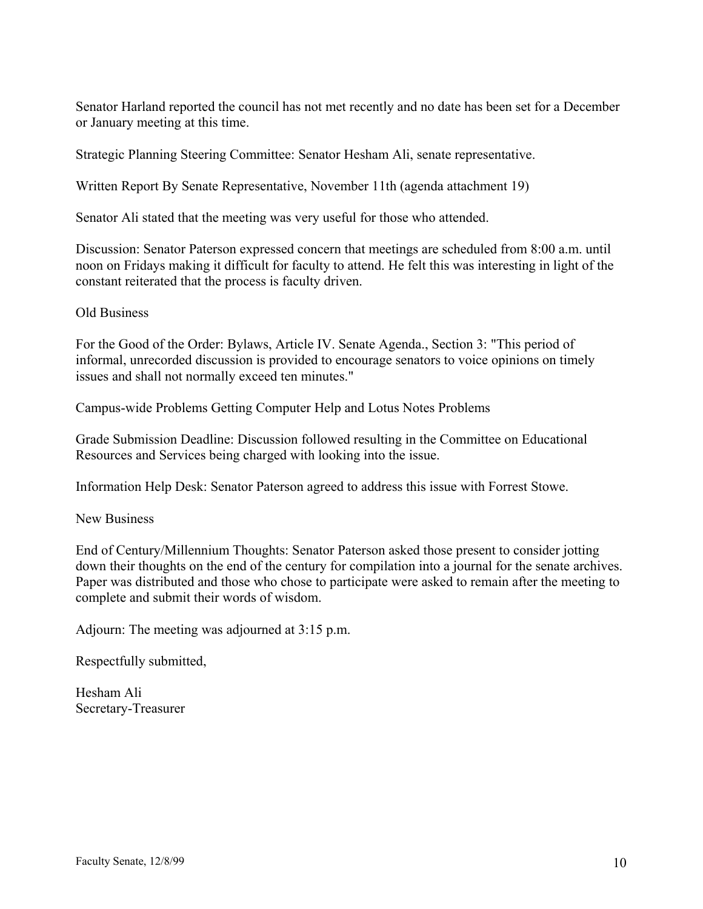Senator Harland reported the council has not met recently and no date has been set for a December or January meeting at this time.

Strategic Planning Steering Committee: Senator Hesham Ali, senate representative.

Written Report By Senate Representative, November 11th (agenda attachment 19)

Senator Ali stated that the meeting was very useful for those who attended.

Discussion: Senator Paterson expressed concern that meetings are scheduled from 8:00 a.m. until noon on Fridays making it difficult for faculty to attend. He felt this was interesting in light of the constant reiterated that the process is faculty driven.

Old Business

For the Good of the Order: Bylaws, Article IV. Senate Agenda., Section 3: "This period of informal, unrecorded discussion is provided to encourage senators to voice opinions on timely issues and shall not normally exceed ten minutes."

Campus-wide Problems Getting Computer Help and Lotus Notes Problems

Grade Submission Deadline: Discussion followed resulting in the Committee on Educational Resources and Services being charged with looking into the issue.

Information Help Desk: Senator Paterson agreed to address this issue with Forrest Stowe.

New Business

End of Century/Millennium Thoughts: Senator Paterson asked those present to consider jotting down their thoughts on the end of the century for compilation into a journal for the senate archives. Paper was distributed and those who chose to participate were asked to remain after the meeting to complete and submit their words of wisdom.

Adjourn: The meeting was adjourned at 3:15 p.m.

Respectfully submitted,

Hesham Ali
Secretary-Treasurer